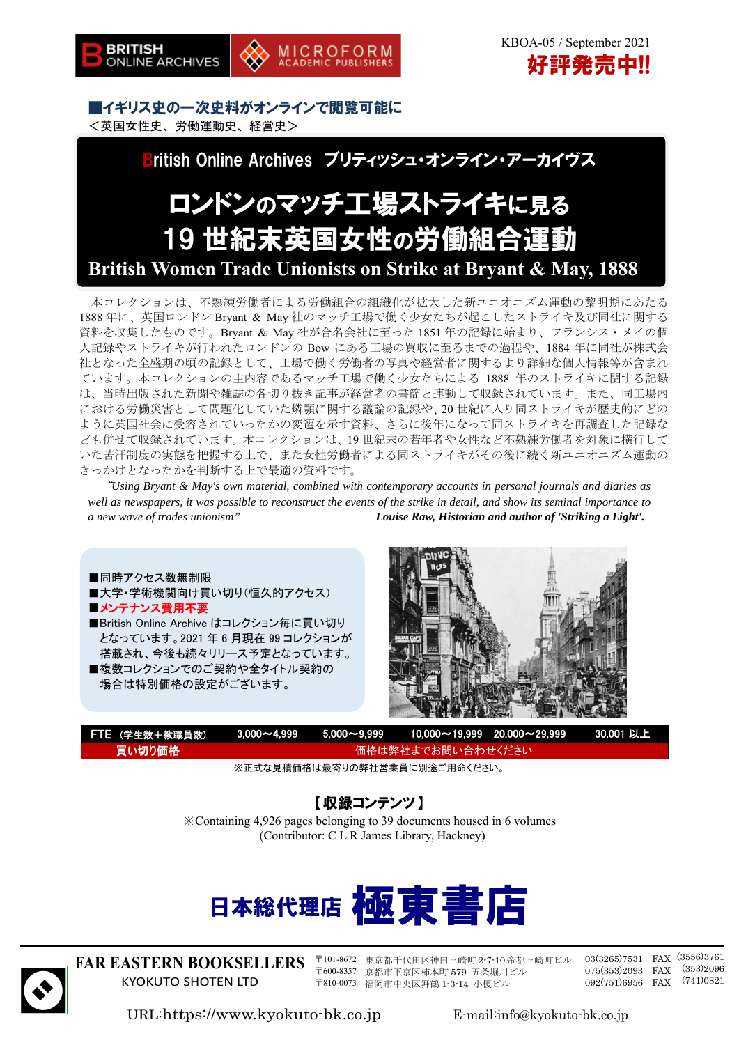BRITISH ONLINE ARCHIVES / MICROFORM ACADEMIC PUBLISHERS

KBOA-05 / September 2021

**好評発売中!!**

## ■イギリス史の一次史料がオンラインで閲覧可能に

＜英国女性史、労働運動史、経営史＞

British Online Archives ブリティッシュ・オンライン・アーカイヴス

# ロンドンのマッチ工場ストライキに見る 19 世紀末英国女性の労働組合運動

# British Women Trade Unionists on Strike at Bryant & May, 1888

本コレクションは、不熟練労働者による労働組合の組織化が拡大した新ユニオニズム運動の黎明期にあたる 1888 年に、英国ロンドン Bryant & May 社のマッチ工場で働く少女たちが起こしたストライキ及び同社に関する資料を収集したものです。Bryant & May 社が合名会社に至った 1851 年の記録に始まり、フランシス・メイの個人記録やストライキが行われたロンドンの Bow にある工場の買収に至るまでの過程や、1884 年に同社が株式会社となった全盛期の頃の記録として、工場で働く労働者の写真や経営者に関するより詳細な個人情報等が含まれています。本コレクションの主内容であるマッチ工場で働く少女たちによる 1888 年のストライキに関する記録は、当時出版された新聞や雑誌の各切り抜き記事が経営者の書簡と連動して収録されています。また、同工場内における労働災害として問題化していた燐顎に関する議論の記録や、20 世紀に入り同ストライキが歴史的にどのように英国社会に受容されていったかの変遷を示す資料、さらに後年になって同ストライキを再調査した記録なども併せて収録されています。本コレクションは、19 世紀末の若年者や女性など不熟練労働者を対象に横行していた苦汗制度の実態を把握する上で、また女性労働者による同ストライキがその後に続く新ユニオニズム運動のきっかけとなったかを判断する上で最適の資料です。

*"Using Bryant & May's own material, combined with contemporary accounts in personal journals and diaries as well as newspapers, it was possible to reconstruct the events of the strike in detail, and show its seminal importance to a new wave of trades unionism"* ***Louise Raw, Historian and author of 'Striking a Light'.***

- ■同時アクセス数無制限
- ■大学・学術機関向け買い切り(恒久的アクセス)
- ■メンテナンス費用不要
- ■British Online Archive はコレクション毎に買い切りとなっています。2021 年 6 月現在 99 コレクションが搭載され、今後も続々リリース予定となっています。
- ■複数コレクションでのご契約や全タイトル契約の場合は特別価格の設定がございます。

| FTE (学生数+教職員数) | 3,000～4,999 | 5,000～9,999 | 10,000～19,999 | 20,000～29,999 | 30,001 以上 |
|---|---|---|---|---|---|
| 買い切り価格 | 価格は弊社までお問い合わせください | | | | |

※正式な見積価格は最寄りの弊社営業員に別途ご用命ください。

## 【収録コンテンツ】

※Containing 4,926 pages belonging to 39 documents housed in 6 volumes
(Contributor: C L R James Library, Hackney)

**日本総代理店 極東書店**

**FAR EASTERN BOOKSELLERS**
KYOKUTO SHOTEN LTD

〒101-8672 東京都千代田区神田三崎町 2-7-10 帝都三崎町ビル 03(3265)7531 FAX (3556)3761
〒600-8357 京都市下京区柿本町 579 五条堀川ビル 075(353)2093 FAX (353)2096
〒810-0073 福岡市中央区舞鶴 1-3-14 小榎ビル 092(751)6956 FAX (741)0821

URL:https://www.kyokuto-bk.co.jp E-mail:info@kyokuto-bk.co.jp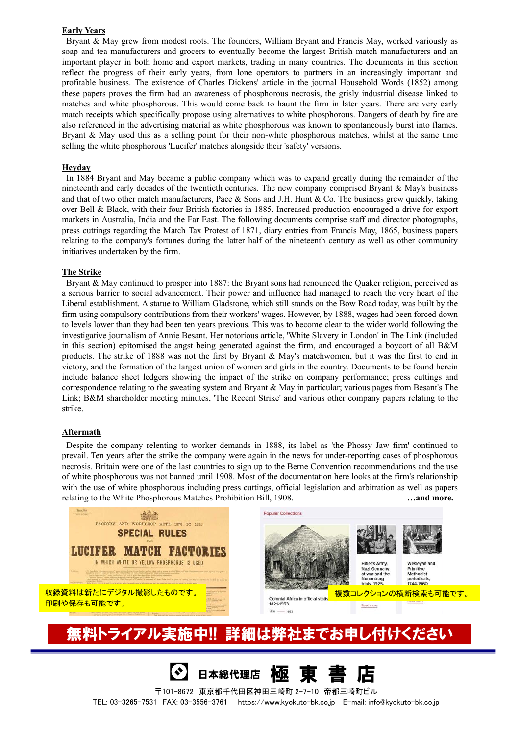## Early Years

Bryant & May grew from modest roots. The founders, William Bryant and Francis May, worked variously as soap and tea manufacturers and grocers to eventually become the largest British match manufacturers and an important player in both home and export markets, trading in many countries. The documents in this section reflect the progress of their early years, from lone operators to partners in an increasingly important and profitable business. The existence of Charles Dickens' article in the journal Household Words (1852) among these papers proves the firm had an awareness of phosphorous necrosis, the grisly industrial disease linked to matches and white phosphorous. This would come back to haunt the firm in later years. There are very early match receipts which specifically propose using alternatives to white phosphorous. Dangers of death by fire are also referenced in the advertising material as white phosphorous was known to spontaneously burst into flames. Bryant & May used this as a selling point for their non-white phosphorous matches, whilst at the same time selling the white phosphorous 'Lucifer' matches alongside their 'safety' versions.

## Heyday

In 1884 Bryant and May became a public company which was to expand greatly during the remainder of the nineteenth and early decades of the twentieth centuries. The new company comprised Bryant & May's business and that of two other match manufacturers, Pace & Sons and J.H. Hunt & Co. The business grew quickly, taking over Bell & Black, with their four British factories in 1885. Increased production encouraged a drive for export markets in Australia, India and the Far East. The following documents comprise staff and director photographs, press cuttings regarding the Match Tax Protest of 1871, diary entries from Francis May, 1865, business papers relating to the company's fortunes during the latter half of the nineteenth century as well as other community initiatives undertaken by the firm.

## The Strike

Bryant & May continued to prosper into 1887: the Bryant sons had renounced the Quaker religion, perceived as a serious barrier to social advancement. Their power and influence had managed to reach the very heart of the Liberal establishment. A statue to William Gladstone, which still stands on the Bow Road today, was built by the firm using compulsory contributions from their workers' wages. However, by 1888, wages had been forced down to levels lower than they had been ten years previous. This was to become clear to the wider world following the investigative journalism of Annie Besant. Her notorious article, 'White Slavery in London' in The Link (included in this section) epitomised the angst being generated against the firm, and encouraged a boycott of all B&M products. The strike of 1888 was not the first by Bryant & May's matchwomen, but it was the first to end in victory, and the formation of the largest union of women and girls in the country. Documents to be found herein include balance sheet ledgers showing the impact of the strike on company performance; press cuttings and correspondence relating to the sweating system and Bryant & May in particular; various pages from Besant's The Link; B&M shareholder meeting minutes, 'The Recent Strike' and various other company papers relating to the strike.

## Aftermath

Despite the company relenting to worker demands in 1888, its label as 'the Phossy Jaw firm' continued to prevail. Ten years after the strike the company were again in the news for under-reporting cases of phosphorous necrosis. Britain were one of the last countries to sign up to the Berne Convention recommendations and the use of white phosphorous was not banned until 1908. Most of the documentation here looks at the firm's relationship with the use of white phosphorous including press cuttings, official legislation and arbitration as well as papers relating to the White Phosphorous Matches Prohibition Bill, 1908.

**…and more.**

収録資料は新たにデジタル撮影したものです。
印刷や保存も可能です。

複数コレクションの横断検索も可能です。

**無料トライアル実施中!! 詳細は弊社までお申し付けください**

日本総代理店 **極 東 書 店**

〒101-8672 東京都千代田区神田三崎町 2-7-10 帝都三崎町ビル
TEL: 03-3265-7531 FAX: 03-3556-3761 https://www.kyokuto-bk.co.jp E-mail: info@kyokuto-bk.co.jp